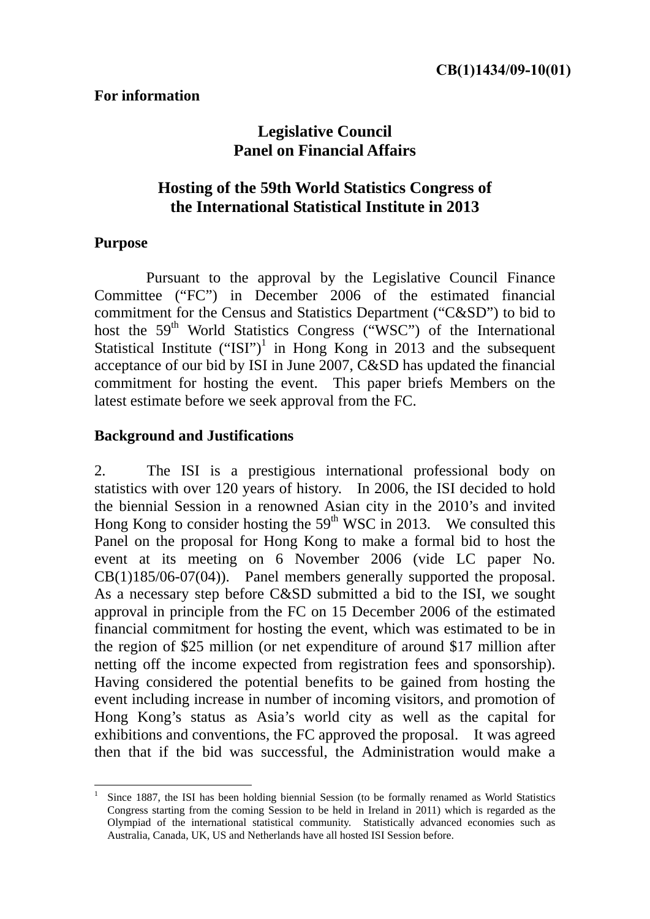CB(1)1434/09-10(01)

**For information**

# Legislative Council
# Panel on Financial Affairs

## Hosting of the 59th World Statistics Congress of the International Statistical Institute in 2013

### Purpose

Pursuant to the approval by the Legislative Council Finance Committee ("FC") in December 2006 of the estimated financial commitment for the Census and Statistics Department ("C&SD") to bid to host the 59th World Statistics Congress ("WSC") of the International Statistical Institute ("ISI")[1] in Hong Kong in 2013 and the subsequent acceptance of our bid by ISI in June 2007, C&SD has updated the financial commitment for hosting the event. This paper briefs Members on the latest estimate before we seek approval from the FC.

### Background and Justifications

2. The ISI is a prestigious international professional body on statistics with over 120 years of history. In 2006, the ISI decided to hold the biennial Session in a renowned Asian city in the 2010's and invited Hong Kong to consider hosting the 59th WSC in 2013. We consulted this Panel on the proposal for Hong Kong to make a formal bid to host the event at its meeting on 6 November 2006 (vide LC paper No. CB(1)185/06-07(04)). Panel members generally supported the proposal. As a necessary step before C&SD submitted a bid to the ISI, we sought approval in principle from the FC on 15 December 2006 of the estimated financial commitment for hosting the event, which was estimated to be in the region of $25 million (or net expenditure of around $17 million after netting off the income expected from registration fees and sponsorship). Having considered the potential benefits to be gained from hosting the event including increase in number of incoming visitors, and promotion of Hong Kong's status as Asia's world city as well as the capital for exhibitions and conventions, the FC approved the proposal. It was agreed then that if the bid was successful, the Administration would make a

---

[1] Since 1887, the ISI has been holding biennial Session (to be formally renamed as World Statistics Congress starting from the coming Session to be held in Ireland in 2011) which is regarded as the Olympiad of the international statistical community. Statistically advanced economies such as Australia, Canada, UK, US and Netherlands have all hosted ISI Session before.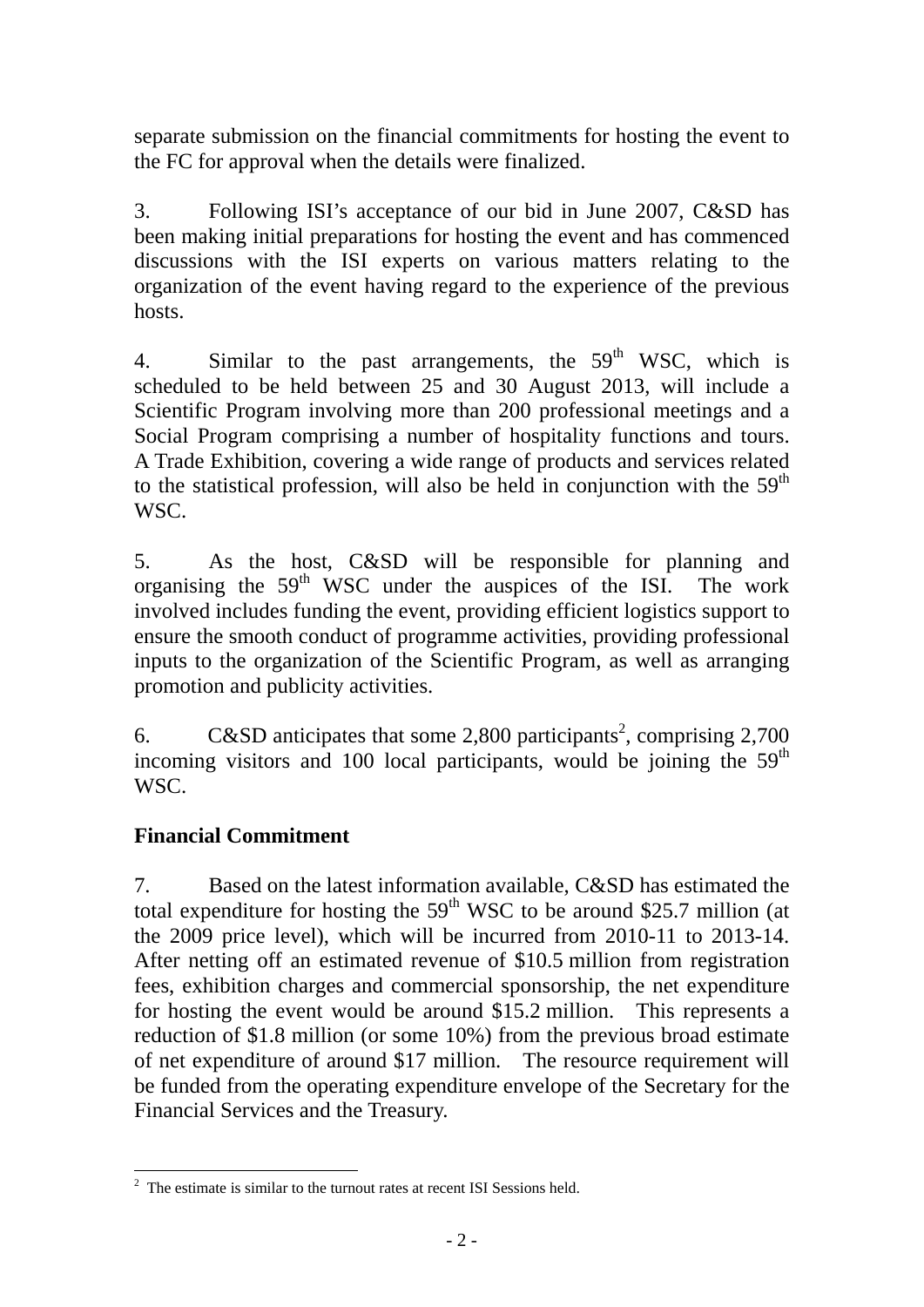separate submission on the financial commitments for hosting the event to the FC for approval when the details were finalized.

3. Following ISI's acceptance of our bid in June 2007, C&SD has been making initial preparations for hosting the event and has commenced discussions with the ISI experts on various matters relating to the organization of the event having regard to the experience of the previous hosts.

4. Similar to the past arrangements, the 59th WSC, which is scheduled to be held between 25 and 30 August 2013, will include a Scientific Program involving more than 200 professional meetings and a Social Program comprising a number of hospitality functions and tours. A Trade Exhibition, covering a wide range of products and services related to the statistical profession, will also be held in conjunction with the 59th WSC.

5. As the host, C&SD will be responsible for planning and organising the 59th WSC under the auspices of the ISI. The work involved includes funding the event, providing efficient logistics support to ensure the smooth conduct of programme activities, providing professional inputs to the organization of the Scientific Program, as well as arranging promotion and publicity activities.

6. C&SD anticipates that some 2,800 participants[2], comprising 2,700 incoming visitors and 100 local participants, would be joining the 59th WSC.

**Financial Commitment**

7. Based on the latest information available, C&SD has estimated the total expenditure for hosting the 59th WSC to be around $25.7 million (at the 2009 price level), which will be incurred from 2010-11 to 2013-14. After netting off an estimated revenue of $10.5 million from registration fees, exhibition charges and commercial sponsorship, the net expenditure for hosting the event would be around $15.2 million. This represents a reduction of $1.8 million (or some 10%) from the previous broad estimate of net expenditure of around $17 million. The resource requirement will be funded from the operating expenditure envelope of the Secretary for the Financial Services and the Treasury.

---

[2] The estimate is similar to the turnout rates at recent ISI Sessions held.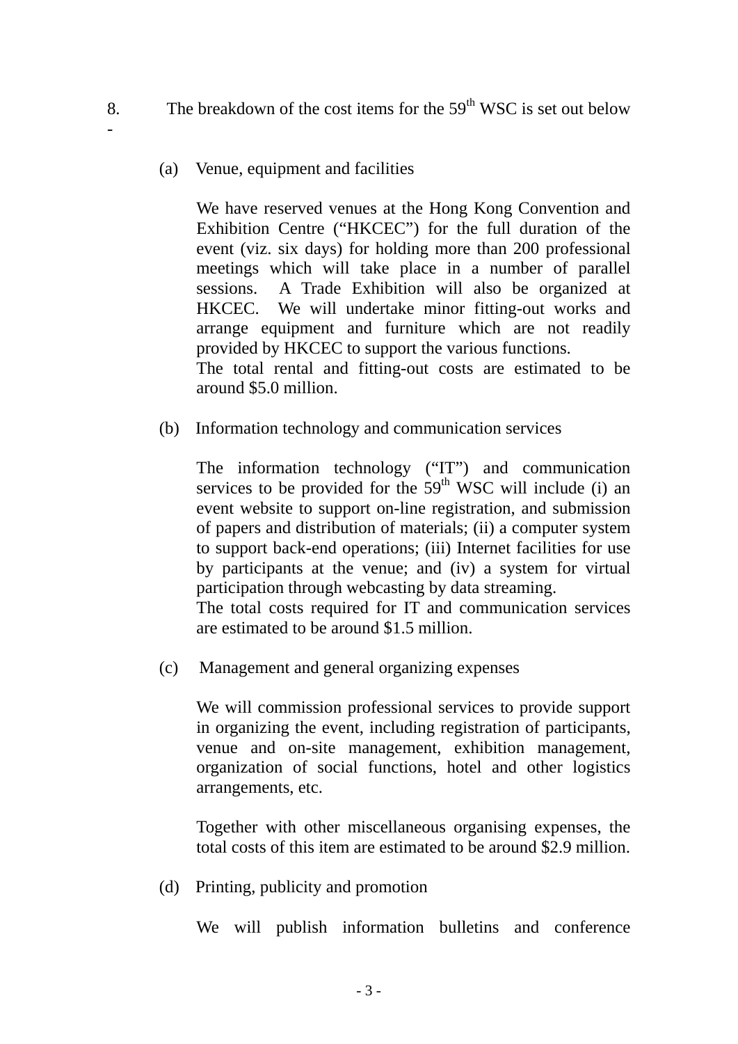8. The breakdown of the cost items for the 59th WSC is set out below -

(a) Venue, equipment and facilities

We have reserved venues at the Hong Kong Convention and Exhibition Centre ("HKCEC") for the full duration of the event (viz. six days) for holding more than 200 professional meetings which will take place in a number of parallel sessions. A Trade Exhibition will also be organized at HKCEC. We will undertake minor fitting-out works and arrange equipment and furniture which are not readily provided by HKCEC to support the various functions.
The total rental and fitting-out costs are estimated to be around $5.0 million.

(b) Information technology and communication services

The information technology ("IT") and communication services to be provided for the 59th WSC will include (i) an event website to support on-line registration, and submission of papers and distribution of materials; (ii) a computer system to support back-end operations; (iii) Internet facilities for use by participants at the venue; and (iv) a system for virtual participation through webcasting by data streaming.
The total costs required for IT and communication services are estimated to be around $1.5 million.

(c) Management and general organizing expenses

We will commission professional services to provide support in organizing the event, including registration of participants, venue and on-site management, exhibition management, organization of social functions, hotel and other logistics arrangements, etc.

Together with other miscellaneous organising expenses, the total costs of this item are estimated to be around $2.9 million.

(d) Printing, publicity and promotion

We will publish information bulletins and conference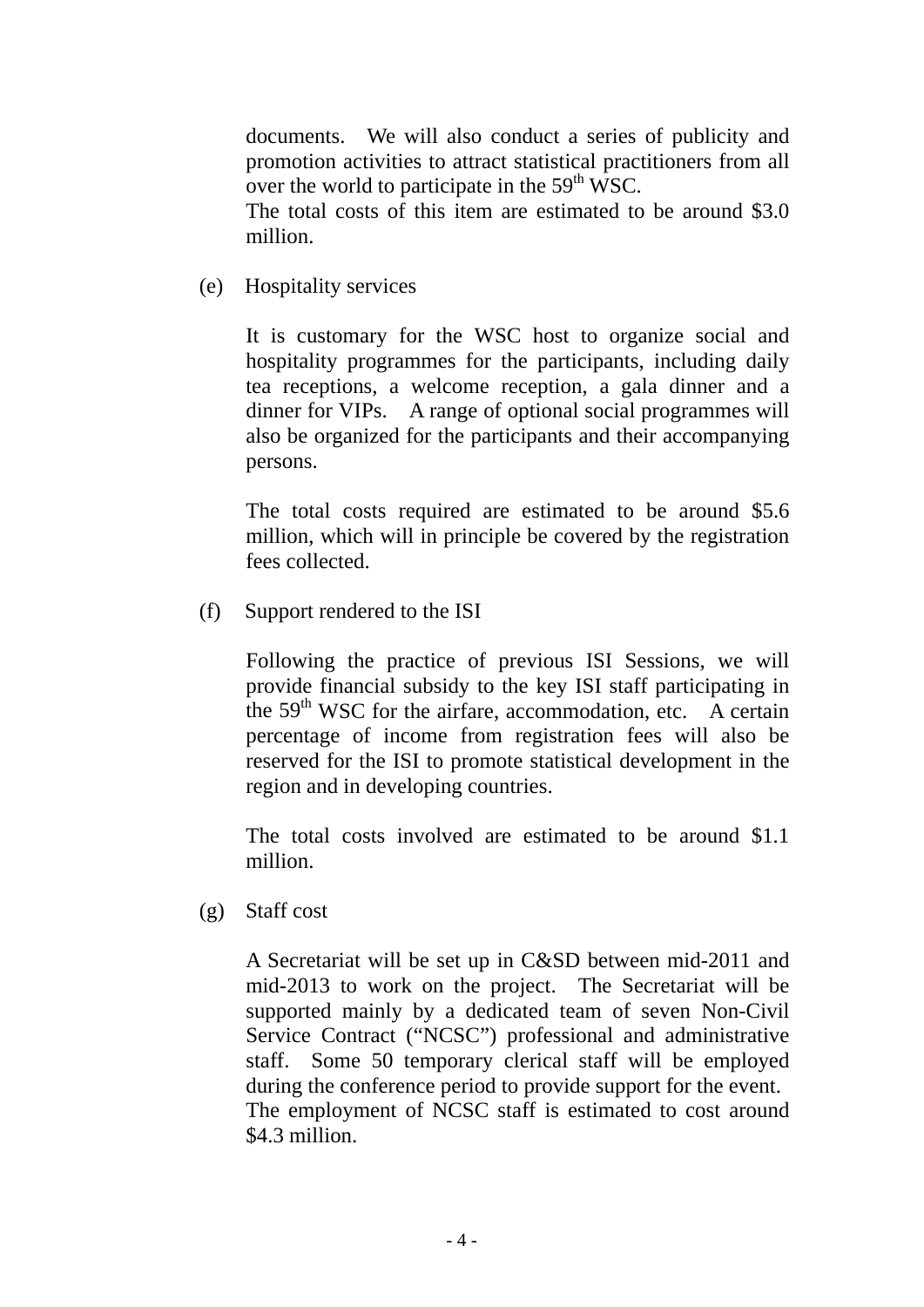documents. We will also conduct a series of publicity and promotion activities to attract statistical practitioners from all over the world to participate in the 59th WSC.
The total costs of this item are estimated to be around $3.0 million.

(e) Hospitality services

It is customary for the WSC host to organize social and hospitality programmes for the participants, including daily tea receptions, a welcome reception, a gala dinner and a dinner for VIPs. A range of optional social programmes will also be organized for the participants and their accompanying persons.

The total costs required are estimated to be around $5.6 million, which will in principle be covered by the registration fees collected.

(f) Support rendered to the ISI

Following the practice of previous ISI Sessions, we will provide financial subsidy to the key ISI staff participating in the 59th WSC for the airfare, accommodation, etc. A certain percentage of income from registration fees will also be reserved for the ISI to promote statistical development in the region and in developing countries.

The total costs involved are estimated to be around $1.1 million.

(g) Staff cost

A Secretariat will be set up in C&SD between mid-2011 and mid-2013 to work on the project. The Secretariat will be supported mainly by a dedicated team of seven Non-Civil Service Contract ("NCSC") professional and administrative staff. Some 50 temporary clerical staff will be employed during the conference period to provide support for the event.
The employment of NCSC staff is estimated to cost around $4.3 million.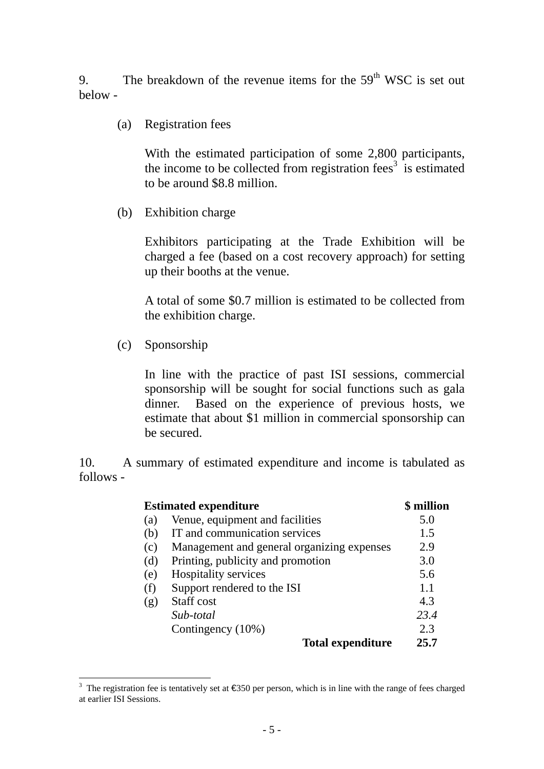9. The breakdown of the revenue items for the 59th WSC is set out below -

(a) Registration fees

With the estimated participation of some 2,800 participants, the income to be collected from registration fees[3] is estimated to be around $8.8 million.

(b) Exhibition charge

Exhibitors participating at the Trade Exhibition will be charged a fee (based on a cost recovery approach) for setting up their booths at the venue.

A total of some $0.7 million is estimated to be collected from the exhibition charge.

(c) Sponsorship

In line with the practice of past ISI sessions, commercial sponsorship will be sought for social functions such as gala dinner. Based on the experience of previous hosts, we estimate that about $1 million in commercial sponsorship can be secured.

10. A summary of estimated expenditure and income is tabulated as follows -

| | **Estimated expenditure** | **$ million** |
|---|---|---|
| (a) | Venue, equipment and facilities | 5.0 |
| (b) | IT and communication services | 1.5 |
| (c) | Management and general organizing expenses | 2.9 |
| (d) | Printing, publicity and promotion | 3.0 |
| (e) | Hospitality services | 5.6 |
| (f) | Support rendered to the ISI | 1.1 |
| (g) | Staff cost | 4.3 |
| | *Sub-total* | *23.4* |
| | Contingency (10%) | 2.3 |
| | **Total expenditure** | **25.7** |

[3] The registration fee is tentatively set at €350 per person, which is in line with the range of fees charged at earlier ISI Sessions.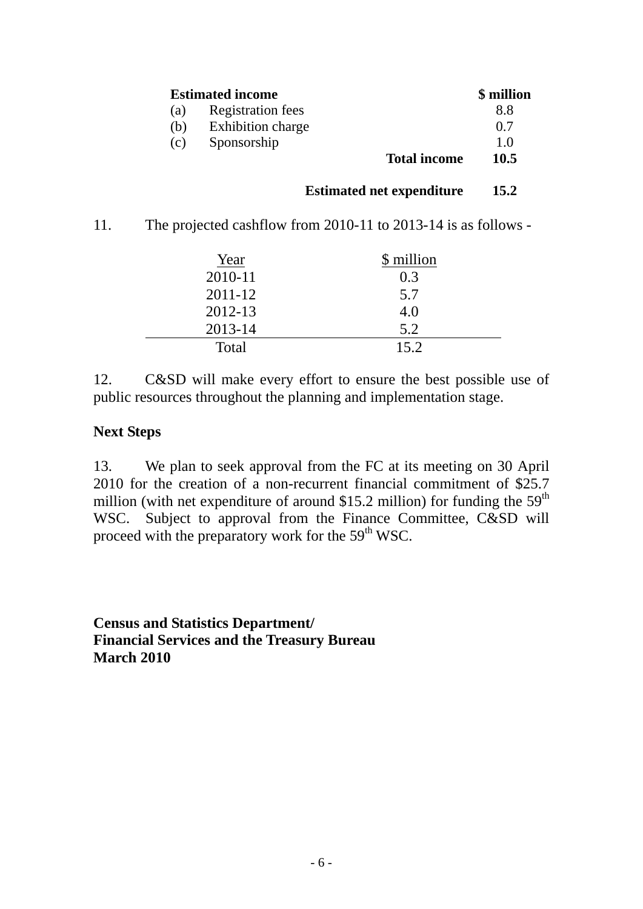| **Estimated income** | | | **$ million** |
|---|---|---|---|
| (a) | Registration fees | | 8.8 |
| (b) | Exhibition charge | | 0.7 |
| (c) | Sponsorship | | 1.0 |
| | | **Total income** | **10.5** |
| | | **Estimated net expenditure** | **15.2** |

11. The projected cashflow from 2010-11 to 2013-14 is as follows -

| Year | $ million |
|---|---|
| 2010-11 | 0.3 |
| 2011-12 | 5.7 |
| 2012-13 | 4.0 |
| 2013-14 | 5.2 |
| Total | 15.2 |

12. C&SD will make every effort to ensure the best possible use of public resources throughout the planning and implementation stage.

**Next Steps**

13. We plan to seek approval from the FC at its meeting on 30 April 2010 for the creation of a non-recurrent financial commitment of $25.7 million (with net expenditure of around $15.2 million) for funding the 59th WSC. Subject to approval from the Finance Committee, C&SD will proceed with the preparatory work for the 59th WSC.

**Census and Statistics Department/**
**Financial Services and the Treasury Bureau**
**March 2010**